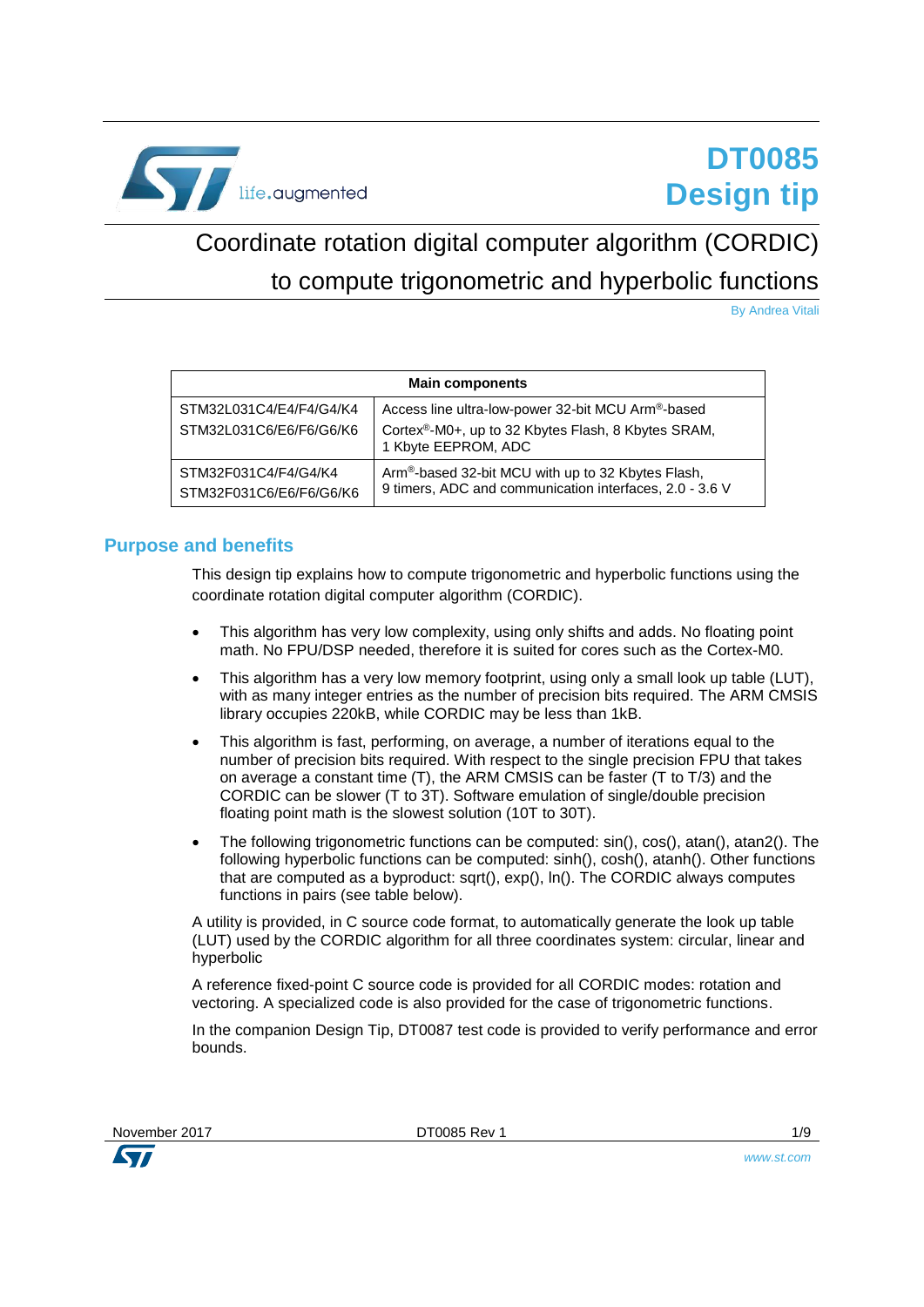DT0085
Design tip

# Coordinate rotation digital computer algorithm (CORDIC) to compute trigonometric and hyperbolic functions

By Andrea Vitali

| Main components | |
|---|---|
| STM32L031C4/E4/F4/G4/K4<br>STM32L031C6/E6/F6/G6/K6 | Access line ultra-low-power 32-bit MCU Arm®-based Cortex®-M0+, up to 32 Kbytes Flash, 8 Kbytes SRAM, 1 Kbyte EEPROM, ADC |
| STM32F031C4/F4/G4/K4<br>STM32F031C6/E6/F6/G6/K6 | Arm®-based 32-bit MCU with up to 32 Kbytes Flash, 9 timers, ADC and communication interfaces, 2.0 - 3.6 V |

## Purpose and benefits

This design tip explains how to compute trigonometric and hyperbolic functions using the coordinate rotation digital computer algorithm (CORDIC).

- This algorithm has very low complexity, using only shifts and adds. No floating point math. No FPU/DSP needed, therefore it is suited for cores such as the Cortex-M0.
- This algorithm has a very low memory footprint, using only a small look up table (LUT), with as many integer entries as the number of precision bits required. The ARM CMSIS library occupies 220kB, while CORDIC may be less than 1kB.
- This algorithm is fast, performing, on average, a number of iterations equal to the number of precision bits required. With respect to the single precision FPU that takes on average a constant time (T), the ARM CMSIS can be faster (T to T/3) and the CORDIC can be slower (T to 3T). Software emulation of single/double precision floating point math is the slowest solution (10T to 30T).
- The following trigonometric functions can be computed: sin(), cos(), atan(), atan2(). The following hyperbolic functions can be computed: sinh(), cosh(), atanh(). Other functions that are computed as a byproduct: sqrt(), exp(), ln(). The CORDIC always computes functions in pairs (see table below).

A utility is provided, in C source code format, to automatically generate the look up table (LUT) used by the CORDIC algorithm for all three coordinates system: circular, linear and hyperbolic

A reference fixed-point C source code is provided for all CORDIC modes: rotation and vectoring. A specialized code is also provided for the case of trigonometric functions.

In the companion Design Tip, DT0087 test code is provided to verify performance and error bounds.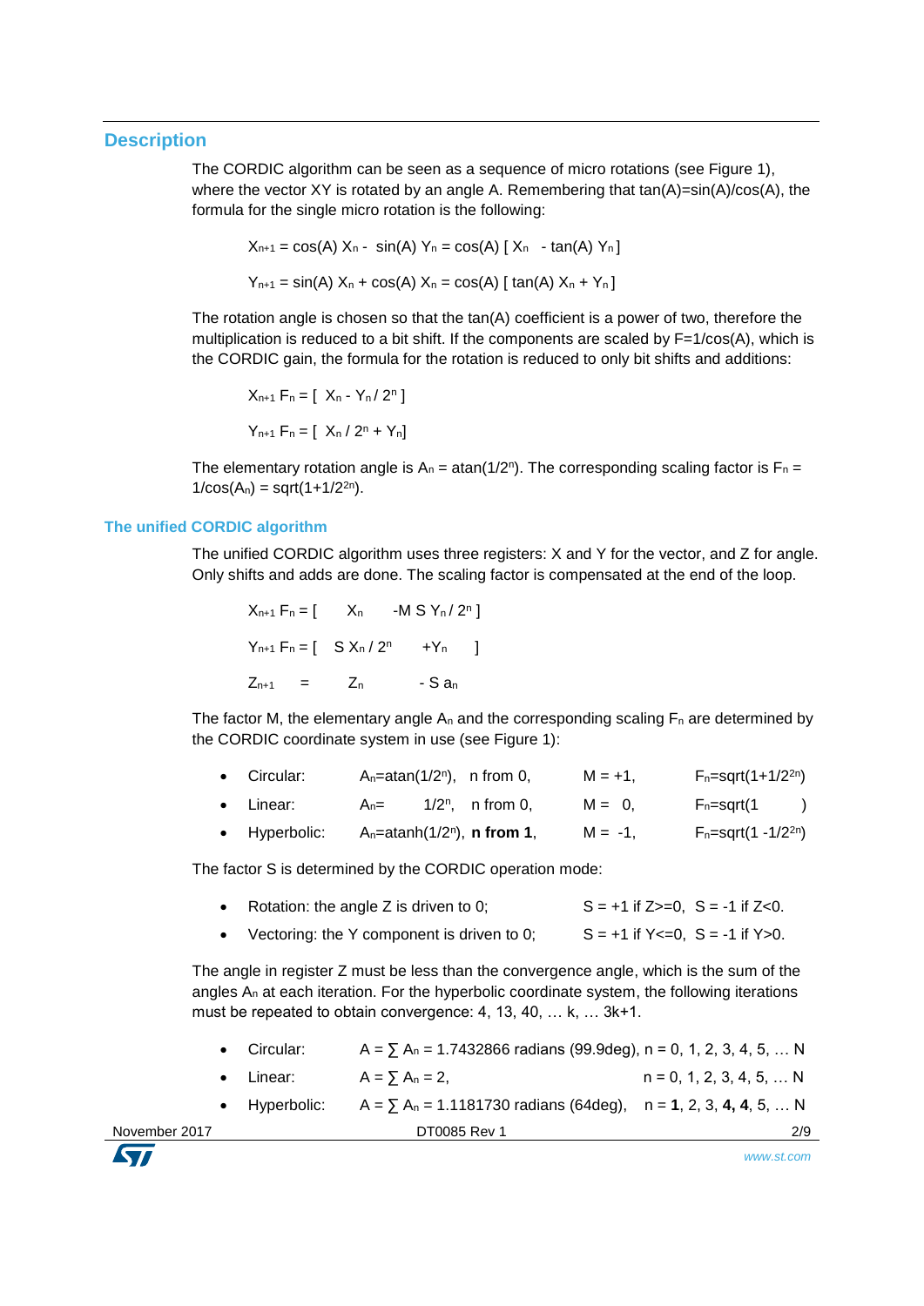## Description

The CORDIC algorithm can be seen as a sequence of micro rotations (see Figure 1), where the vector XY is rotated by an angle A. Remembering that tan(A)=sin(A)/cos(A), the formula for the single micro rotation is the following:

$$X_{n+1} = \cos(A)\, X_n - \sin(A)\, Y_n = \cos(A)\, [\, X_n - \tan(A)\, Y_n \,]$$

$$Y_{n+1} = \sin(A)\, X_n + \cos(A)\, X_n = \cos(A)\, [\, \tan(A)\, X_n + Y_n \,]$$

The rotation angle is chosen so that the tan(A) coefficient is a power of two, therefore the multiplication is reduced to a bit shift. If the components are scaled by F=1/cos(A), which is the CORDIC gain, the formula for the rotation is reduced to only bit shifts and additions:

$$X_{n+1}\, F_n = [\, X_n - Y_n / 2^n \,]$$

$$Y_{n+1}\, F_n = [\, X_n / 2^n + Y_n \,]$$

The elementary rotation angle is $A_n = \mathrm{atan}(1/2^n)$. The corresponding scaling factor is $F_n = 1/\cos(A_n) = \mathrm{sqrt}(1+1/2^{2n})$.

### The unified CORDIC algorithm

The unified CORDIC algorithm uses three registers: X and Y for the vector, and Z for angle. Only shifts and adds are done. The scaling factor is compensated at the end of the loop.

$$X_{n+1}\, F_n = [\quad X_n \quad - M\, S\, Y_n / 2^n \,]$$

$$Y_{n+1}\, F_n = [\quad S\, X_n / 2^n \quad + Y_n \quad ]$$

$$Z_{n+1} \quad = \quad Z_n \quad - S\, a_n$$

The factor M, the elementary angle $A_n$ and the corresponding scaling $F_n$ are determined by the CORDIC coordinate system in use (see Figure 1):

- Circular: $A_n=\mathrm{atan}(1/2^n)$, n from 0, $M = +1$, $F_n=\mathrm{sqrt}(1+1/2^{2n})$
- Linear: $A_n= 1/2^n$, n from 0, $M = 0$, $F_n=\mathrm{sqrt}(1)$
- Hyperbolic: $A_n=\mathrm{atanh}(1/2^n)$, **n from 1**, $M = -1$, $F_n=\mathrm{sqrt}(1 -1/2^{2n})$

The factor S is determined by the CORDIC operation mode:

- Rotation: the angle Z is driven to 0; S = +1 if Z>=0, S = -1 if Z<0.
- Vectoring: the Y component is driven to 0; S = +1 if Y<=0, S = -1 if Y>0.

The angle in register Z must be less than the convergence angle, which is the sum of the angles $A_n$ at each iteration. For the hyperbolic coordinate system, the following iterations must be repeated to obtain convergence: 4, 13, 40, … k, … 3k+1.

- Circular: $A = \sum A_n = 1.7432866$ radians (99.9deg), n = 0, 1, 2, 3, 4, 5, … N
- Linear: $A = \sum A_n = 2$, n = 0, 1, 2, 3, 4, 5, … N
- Hyperbolic: $A = \sum A_n = 1.1181730$ radians (64deg), n = **1**, 2, 3, **4, 4**, 5, … N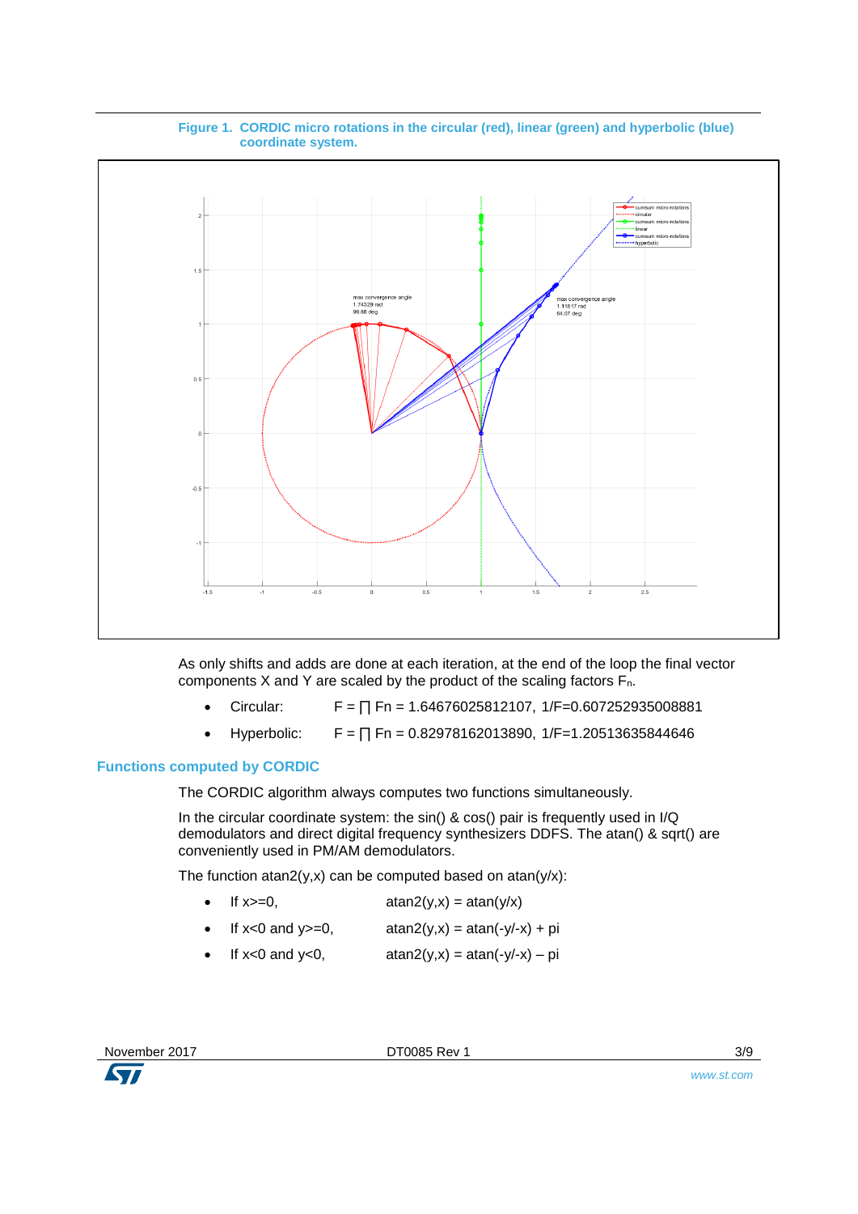Figure 1. CORDIC micro rotations in the circular (red), linear (green) and hyperbolic (blue) coordinate system.

As only shifts and adds are done at each iteration, at the end of the loop the final vector components X and Y are scaled by the product of the scaling factors $F_n$.

- Circular: $F = \prod F_n = 1.64676025812107$, $1/F=0.607252935008881$
- Hyperbolic: $F = \prod F_n = 0.82978162013890$, $1/F=1.20513635844646$

## Functions computed by CORDIC

The CORDIC algorithm always computes two functions simultaneously.

In the circular coordinate system: the sin() & cos() pair is frequently used in I/Q demodulators and direct digital frequency synthesizers DDFS. The atan() & sqrt() are conveniently used in PM/AM demodulators.

The function atan2(y,x) can be computed based on atan(y/x):

- If x>=0, atan2(y,x) = atan(y/x)
- If x<0 and y>=0, atan2(y,x) = atan(-y/-x) + pi
- If x<0 and y<0, atan2(y,x) = atan(-y/-x) – pi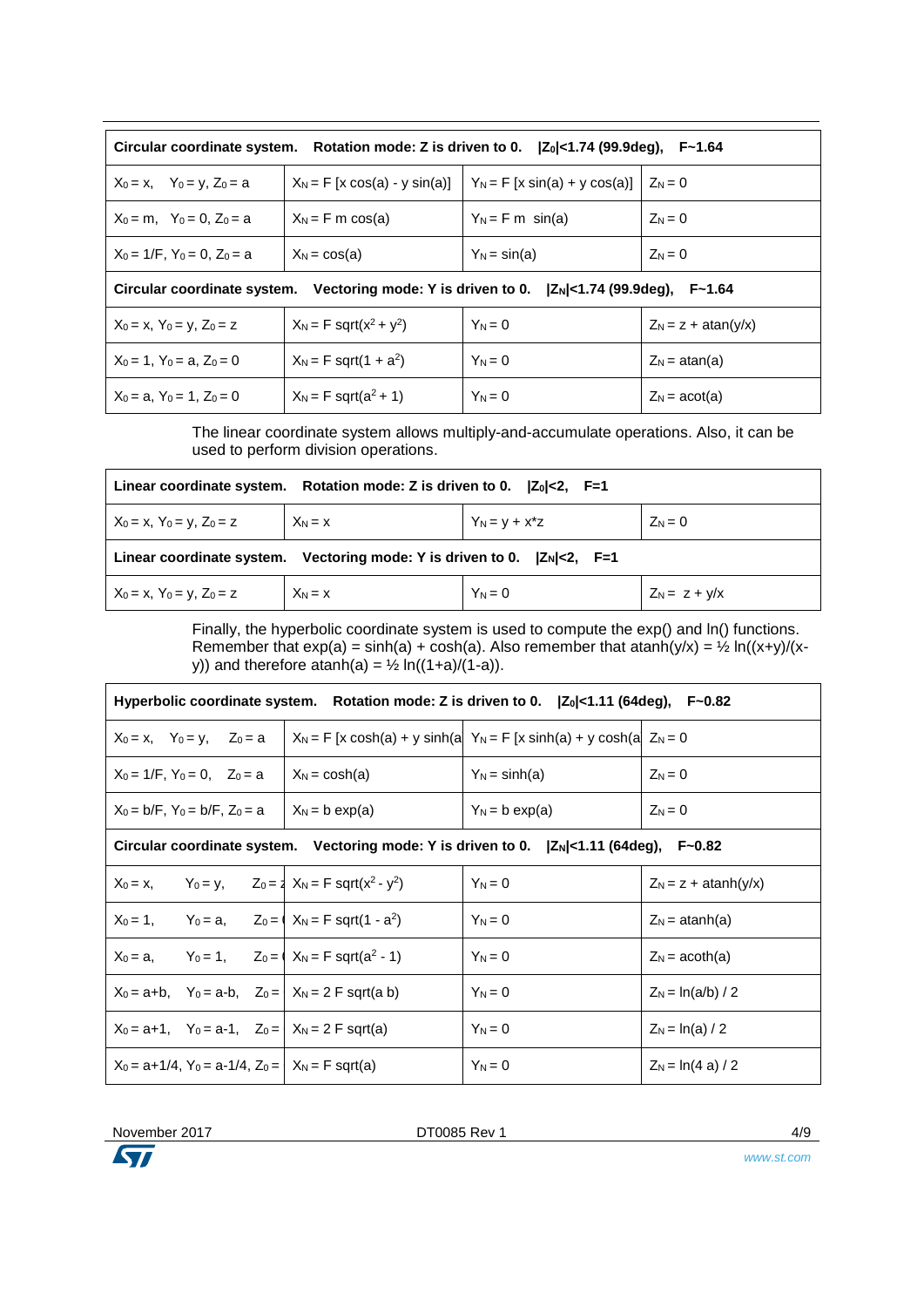| Circular coordinate system. Rotation mode: Z is driven to 0. $\|Z_0\|$<1.74 (99.9deg), F~1.64 | | | |
|---|---|---|---|
| $X_0 = x$, $Y_0 = y$, $Z_0 = a$ | $X_N = F\,[x \cos(a) - y \sin(a)]$ | $Y_N = F\,[x \sin(a) + y \cos(a)]$ | $Z_N = 0$ |
| $X_0 = m$, $Y_0 = 0$, $Z_0 = a$ | $X_N = F\,m \cos(a)$ | $Y_N = F\,m\,\sin(a)$ | $Z_N = 0$ |
| $X_0 = 1/F$, $Y_0 = 0$, $Z_0 = a$ | $X_N = \cos(a)$ | $Y_N = \sin(a)$ | $Z_N = 0$ |
| **Circular coordinate system. Vectoring mode: Y is driven to 0. $\|Z_N\|$<1.74 (99.9deg), F~1.64** | | | |
| $X_0 = x$, $Y_0 = y$, $Z_0 = z$ | $X_N = F\,\mathrm{sqrt}(x^2 + y^2)$ | $Y_N = 0$ | $Z_N = z + \mathrm{atan}(y/x)$ |
| $X_0 = 1$, $Y_0 = a$, $Z_0 = 0$ | $X_N = F\,\mathrm{sqrt}(1 + a^2)$ | $Y_N = 0$ | $Z_N = \mathrm{atan}(a)$ |
| $X_0 = a$, $Y_0 = 1$, $Z_0 = 0$ | $X_N = F\,\mathrm{sqrt}(a^2 + 1)$ | $Y_N = 0$ | $Z_N = \mathrm{acot}(a)$ |

The linear coordinate system allows multiply-and-accumulate operations. Also, it can be used to perform division operations.

| Linear coordinate system. Rotation mode: Z is driven to 0. $\|Z_0\|$<2, F=1 | | | |
|---|---|---|---|
| $X_0 = x$, $Y_0 = y$, $Z_0 = z$ | $X_N = x$ | $Y_N = y + x*z$ | $Z_N = 0$ |
| **Linear coordinate system. Vectoring mode: Y is driven to 0. $\|Z_N\|$<2, F=1** | | | |
| $X_0 = x$, $Y_0 = y$, $Z_0 = z$ | $X_N = x$ | $Y_N = 0$ | $Z_N = z + y/x$ |

Finally, the hyperbolic coordinate system is used to compute the exp() and ln() functions. Remember that exp(a) = sinh(a) + cosh(a). Also remember that atanh(y/x) = ½ ln((x+y)/(x-y)) and therefore atanh(a) = ½ ln((1+a)/(1-a)).

| Hyperbolic coordinate system. Rotation mode: Z is driven to 0. $\|Z_0\|$<1.11 (64deg), F~0.82 | | | |
|---|---|---|---|
| $X_0 = x$, $Y_0 = y$, $Z_0 = a$ | $X_N = F\,[x \cosh(a) + y \sinh(a$ | $Y_N = F\,[x \sinh(a) + y \cosh(a$ | $Z_N = 0$ |
| $X_0 = 1/F$, $Y_0 = 0$, $Z_0 = a$ | $X_N = \cosh(a)$ | $Y_N = \sinh(a)$ | $Z_N = 0$ |
| $X_0 = b/F$, $Y_0 = b/F$, $Z_0 = a$ | $X_N = b \exp(a)$ | $Y_N = b \exp(a)$ | $Z_N = 0$ |
| **Circular coordinate system. Vectoring mode: Y is driven to 0. $\|Z_N\|$<1.11 (64deg), F~0.82** | | | |
| $X_0 = x$, $Y_0 = y$, $Z_0 = z$ | $X_N = F\,\mathrm{sqrt}(x^2 - y^2)$ | $Y_N = 0$ | $Z_N = z + \mathrm{atanh}(y/x)$ |
| $X_0 = 1$, $Y_0 = a$, $Z_0 = ($ | $X_N = F\,\mathrm{sqrt}(1 - a^2)$ | $Y_N = 0$ | $Z_N = \mathrm{atanh}(a)$ |
| $X_0 = a$, $Y_0 = 1$, $Z_0 = ($ | $X_N = F\,\mathrm{sqrt}(a^2 - 1)$ | $Y_N = 0$ | $Z_N = \mathrm{acoth}(a)$ |
| $X_0 = a+b$, $Y_0 = a-b$, $Z_0 =$ | $X_N = 2\,F\,\mathrm{sqrt}(a\,b)$ | $Y_N = 0$ | $Z_N = \ln(a/b) / 2$ |
| $X_0 = a+1$, $Y_0 = a-1$, $Z_0 =$ | $X_N = 2\,F\,\mathrm{sqrt}(a)$ | $Y_N = 0$ | $Z_N = \ln(a) / 2$ |
| $X_0 = a+1/4$, $Y_0 = a-1/4$, $Z_0 =$ | $X_N = F\,\mathrm{sqrt}(a)$ | $Y_N = 0$ | $Z_N = \ln(4\,a) / 2$ |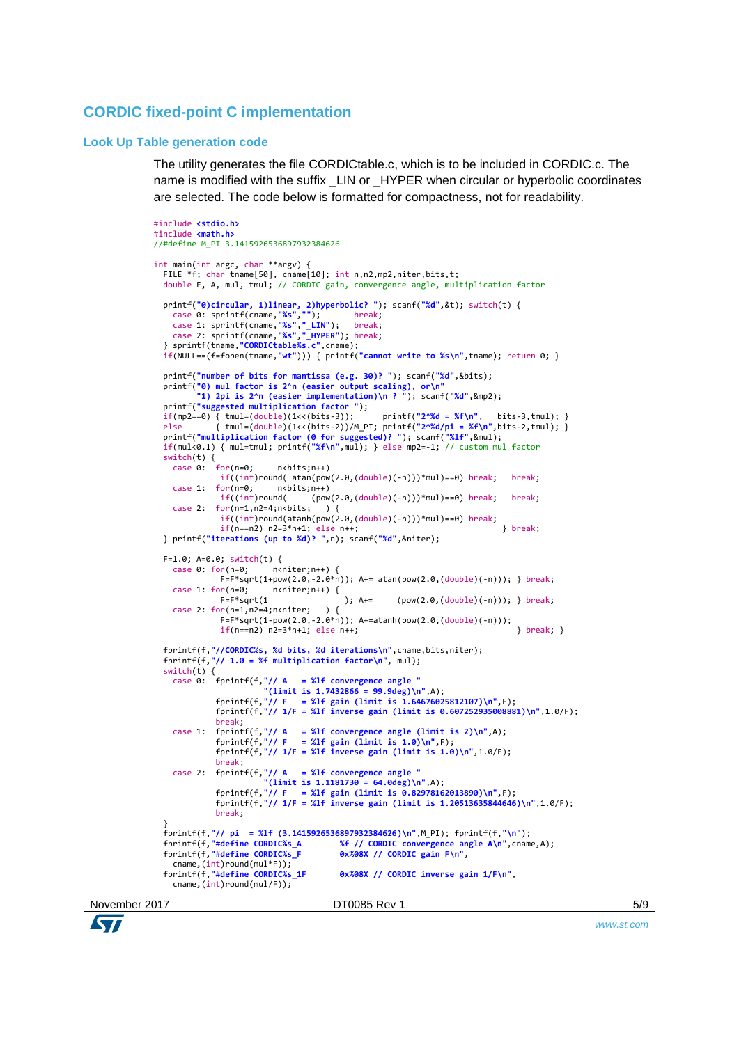## CORDIC fixed-point C implementation

### Look Up Table generation code

The utility generates the file CORDICtable.c, which is to be included in CORDIC.c. The name is modified with the suffix _LIN or _HYPER when circular or hyperbolic coordinates are selected. The code below is formatted for compactness, not for readability.

```
#include <stdio.h>
#include <math.h>
//#define M_PI 3.1415926536897932384626

int main(int argc, char **argv) {
  FILE *f; char tname[50], cname[10]; int n,n2,mp2,niter,bits,t;
  double F, A, mul, tmul; // CORDIC gain, convergence angle, multiplication factor

  printf("0)circular, 1)linear, 2)hyperbolic? "); scanf("%d",&t); switch(t) {
    case 0: sprintf(cname,"%s","");       break;
    case 1: sprintf(cname,"%s","_LIN");   break;
    case 2: sprintf(cname,"%s","_HYPER"); break;
  } sprintf(tname,"CORDICtable%s.c",cname);
  if(NULL==(f=fopen(tname,"wt"))) { printf("cannot write to %s\n",tname); return 0; }

  printf("number of bits for mantissa (e.g. 30)? "); scanf("%d",&bits);
  printf("0) mul factor is 2^n (easier output scaling), or\n"
         "1) 2pi is 2^n (easier implementation)\n ? "); scanf("%d",&mp2);
  printf("suggested multiplication factor ");
  if(mp2==0) { tmul=(double)(1<<(bits-3));      printf("2^%d = %f\n",   bits-3,tmul); }
  else       { tmul=(double)(1<<(bits-2))/M_PI; printf("2^%d/pi = %f\n",bits-2,tmul); }
  printf("multiplication factor (0 for suggested)? "); scanf("%lf",&mul);
  if(mul<0.1) { mul=tmul; printf("%f\n",mul); } else mp2=-1; // custom mul factor
  switch(t) {
    case 0:  for(n=0;      n<bits;n++)
              if((int)round( atan(pow(2.0,(double)(-n)))*mul)==0) break;   break;
    case 1:  for(n=0;      n<bits;n++)
              if((int)round(      (pow(2.0,(double)(-n)))*mul)==0) break;   break;
    case 2:  for(n=1,n2=4;n<bits;   ) {
              if((int)round(atanh(pow(2.0,(double)(-n)))*mul)==0) break;
              if(n==n2) n2=3*n+1; else n++;                            } break;
  } printf("iterations (up to %d)? ",n); scanf("%d",&niter);

  F=1.0; A=0.0; switch(t) {
    case 0: for(n=0;      n<niter;n++) {
             F=F*sqrt(1+pow(2.0,-2.0*n)); A+= atan(pow(2.0,(double)(-n))); } break;
    case 1: for(n=0;      n<niter;n++) {
             F=F*sqrt(1                 ); A+=      (pow(2.0,(double)(-n))); } break;
    case 2: for(n=1,n2=4;n<niter;   ) {
             F=F*sqrt(1-pow(2.0,-2.0*n)); A+=atanh(pow(2.0,(double)(-n)));
             if(n==n2) n2=3*n+1; else n++;                                   } break; }

  fprintf(f,"//CORDIC%s, %d bits, %d iterations\n",cname,bits,niter);
  fprintf(f,"// 1.0 = %f multiplication factor\n", mul);
  switch(t) {
    case 0:  fprintf(f,"// A   = %lf convergence angle "
                       "(limit is 1.7432866 = 99.9deg)\n",A);
             fprintf(f,"// F   = %lf gain (limit is 1.64676025812107)\n",F);
             fprintf(f,"// 1/F = %lf inverse gain (limit is 0.607252935008881)\n",1.0/F);
             break;
    case 1:  fprintf(f,"// A   = %lf convergence angle (limit is 2)\n",A);
             fprintf(f,"// F   = %lf gain (limit is 1.0)\n",F);
             fprintf(f,"// 1/F = %lf inverse gain (limit is 1.0)\n",1.0/F);
             break;
    case 2:  fprintf(f,"// A   = %lf convergence angle "
                       "(limit is 1.1181730 = 64.0deg)\n",A);
             fprintf(f,"// F   = %lf gain (limit is 0.82978162013890)\n",F);
             fprintf(f,"// 1/F = %lf inverse gain (limit is 1.20513635844646)\n",1.0/F);
             break;
  }
  fprintf(f,"// pi  = %lf (3.1415926536897932384626)\n",M_PI); fprintf(f,"\n");
  fprintf(f,"#define CORDIC%s_A        %f // CORDIC convergence angle A\n",cname,A);
  fprintf(f,"#define CORDIC%s_F        0x%08X // CORDIC gain F\n",
    cname,(int)round(mul*F));
  fprintf(f,"#define CORDIC%s_1F       0x%08X // CORDIC inverse gain 1/F\n",
    cname,(int)round(mul/F));
```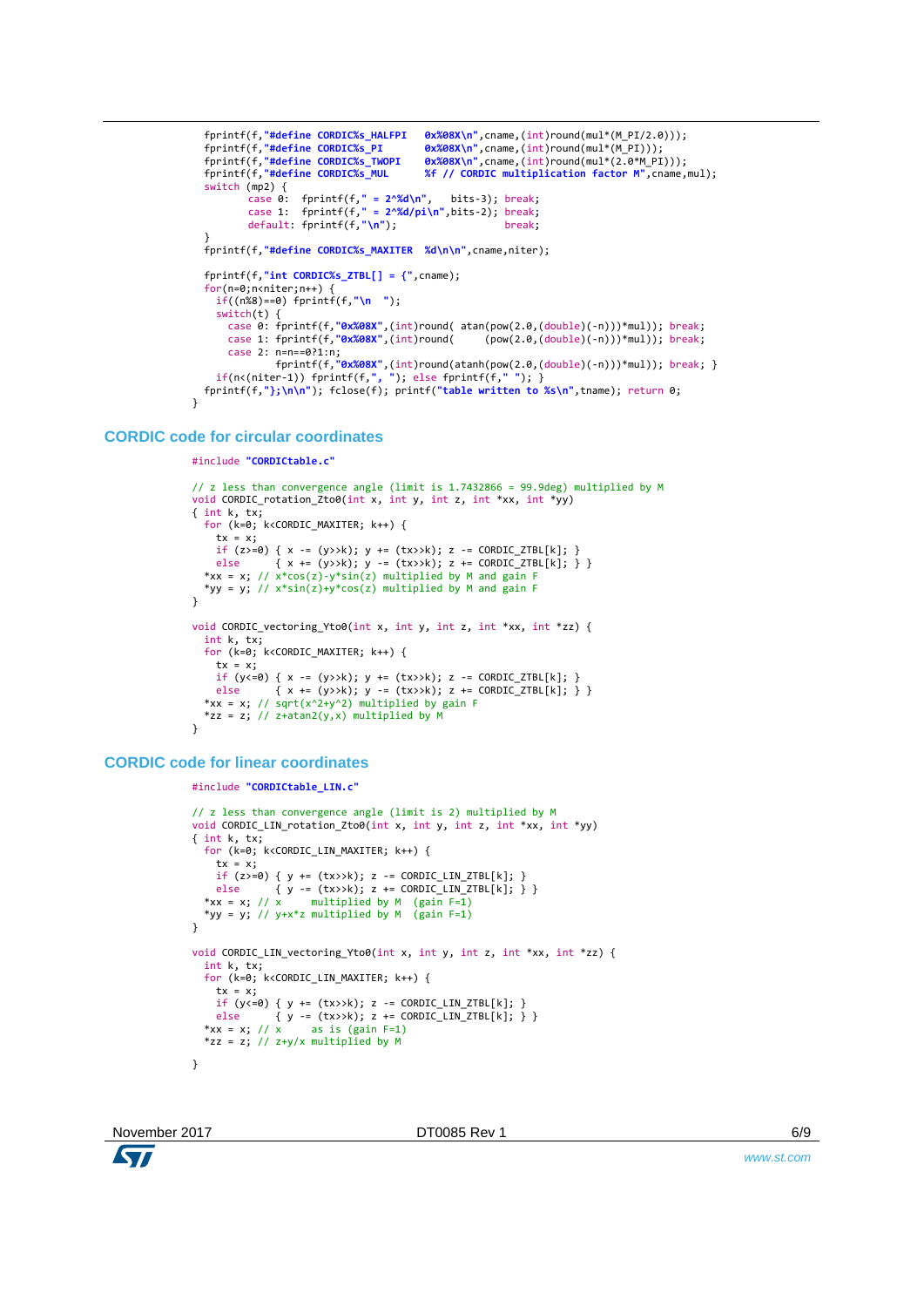```c
  fprintf(f,"#define CORDIC%s_HALFPI   0x%08X\n",cname,(int)round(mul*(M_PI/2.0)));
  fprintf(f,"#define CORDIC%s_PI       0x%08X\n",cname,(int)round(mul*(M_PI)));
  fprintf(f,"#define CORDIC%s_TWOPI    0x%08X\n",cname,(int)round(mul*(2.0*M_PI)));
  fprintf(f,"#define CORDIC%s_MUL      %f // CORDIC multiplication factor M",cname,mul);
  switch (mp2) {
        case 0:  fprintf(f," = 2^%d\n",   bits-3); break;
        case 1:  fprintf(f," = 2^%d/pi\n",bits-2); break;
        default: fprintf(f,"\n");                  break;
  }
  fprintf(f,"#define CORDIC%s_MAXITER  %d\n\n",cname,niter);

  fprintf(f,"int CORDIC%s_ZTBL[] = {",cname);
  for(n=0;n<niter;n++) {
    if((n%8)==0) fprintf(f,"\n  ");
    switch(t) {
      case 0: fprintf(f,"0x%08X",(int)round( atan(pow(2.0,(double)(-n)))*mul)); break;
      case 1: fprintf(f,"0x%08X",(int)round(      (pow(2.0,(double)(-n)))*mul)); break;
      case 2: n=n==0?1:n;
              fprintf(f,"0x%08X",(int)round(atanh(pow(2.0,(double)(-n)))*mul)); break; }
    if(n<(niter-1)) fprintf(f,", "); else fprintf(f," "); }
  fprintf(f,"};\n\n"); fclose(f); printf("table written to %s\n",tname); return 0;
}
```

## CORDIC code for circular coordinates

```c
#include "CORDICtable.c"

// z less than convergence angle (limit is 1.7432866 = 99.9deg) multiplied by M
void CORDIC_rotation_Zto0(int x, int y, int z, int *xx, int *yy)
{ int k, tx;
  for (k=0; k<CORDIC_MAXITER; k++) {
    tx = x;
    if (z>=0) { x -= (y>>k); y += (tx>>k); z -= CORDIC_ZTBL[k]; }
    else      { x += (y>>k); y -= (tx>>k); z += CORDIC_ZTBL[k]; } }
  *xx = x; // x*cos(z)-y*sin(z) multiplied by M and gain F
  *yy = y; // x*sin(z)+y*cos(z) multiplied by M and gain F
}

void CORDIC_vectoring_Yto0(int x, int y, int z, int *xx, int *zz) {
  int k, tx;
  for (k=0; k<CORDIC_MAXITER; k++) {
    tx = x;
    if (y<=0) { x -= (y>>k); y += (tx>>k); z -= CORDIC_ZTBL[k]; }
    else      { x += (y>>k); y -= (tx>>k); z += CORDIC_ZTBL[k]; } }
  *xx = x; // sqrt(x^2+y^2) multiplied by gain F
  *zz = z; // z+atan2(y,x) multiplied by M
}
```

## CORDIC code for linear coordinates

```c
#include "CORDICtable_LIN.c"

// z less than convergence angle (limit is 2) multiplied by M
void CORDIC_LIN_rotation_Zto0(int x, int y, int z, int *xx, int *yy)
{ int k, tx;
  for (k=0; k<CORDIC_LIN_MAXITER; k++) {
    tx = x;
    if (z>=0) { y += (tx>>k); z -= CORDIC_LIN_ZTBL[k]; }
    else      { y -= (tx>>k); z += CORDIC_LIN_ZTBL[k]; } }
  *xx = x; // x     multiplied by M  (gain F=1)
  *yy = y; // y+x*z multiplied by M  (gain F=1)
}

void CORDIC_LIN_vectoring_Yto0(int x, int y, int z, int *xx, int *zz) {
  int k, tx;
  for (k=0; k<CORDIC_LIN_MAXITER; k++) {
    tx = x;
    if (y<=0) { y += (tx>>k); z -= CORDIC_LIN_ZTBL[k]; }
    else      { y -= (tx>>k); z += CORDIC_LIN_ZTBL[k]; } }
  *xx = x; // x     as is (gain F=1)
  *zz = z; // z+y/x multiplied by M

}
```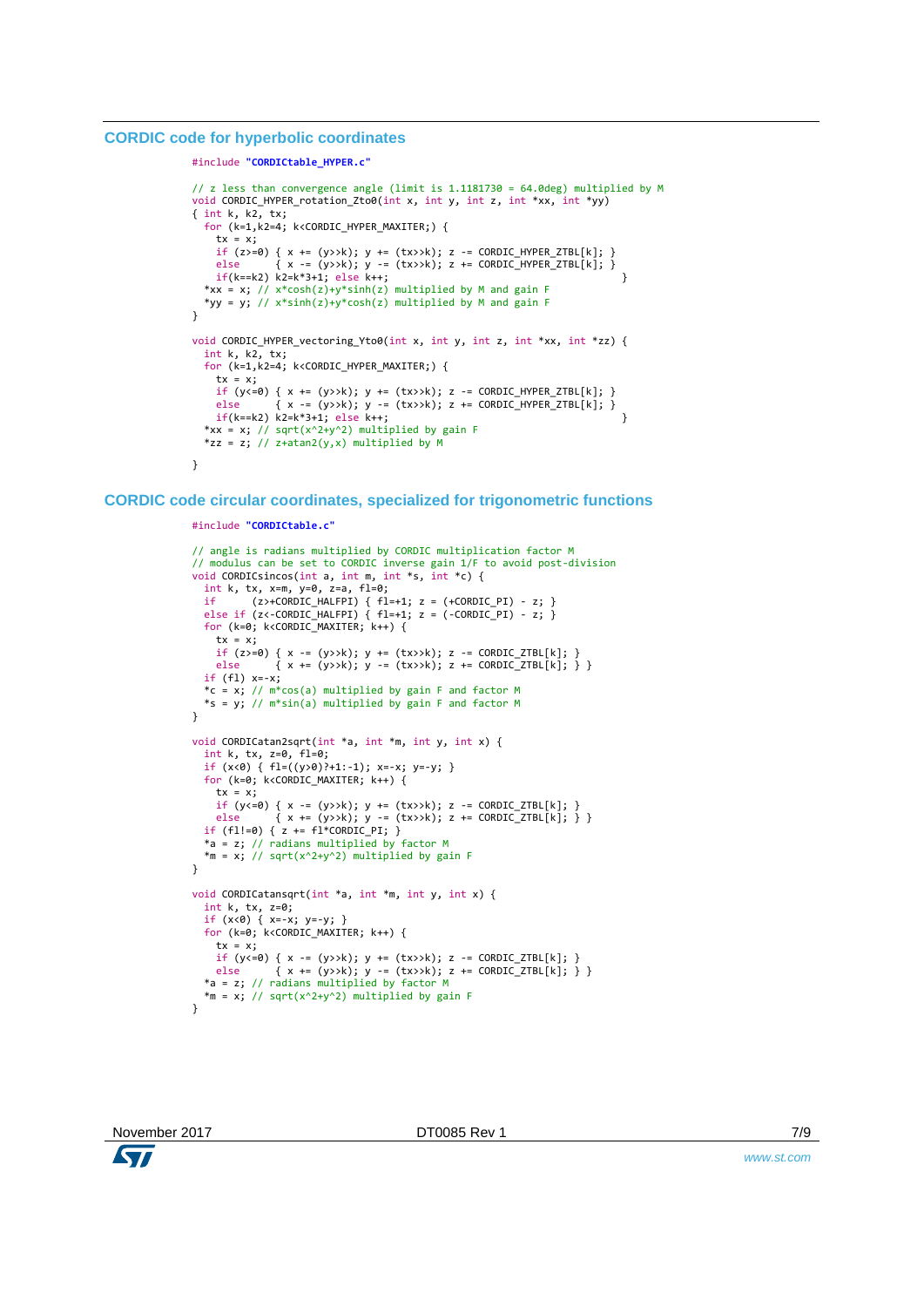### CORDIC code for hyperbolic coordinates

```
#include "CORDICtable_HYPER.c"

// z less than convergence angle (limit is 1.1181730 = 64.0deg) multiplied by M
void CORDIC_HYPER_rotation_Zto0(int x, int y, int z, int *xx, int *yy)
{ int k, k2, tx;
  for (k=1,k2=4; k<CORDIC_HYPER_MAXITER;) {
    tx = x;
    if (z>=0) { x += (y>>k); y += (tx>>k); z -= CORDIC_HYPER_ZTBL[k]; }
    else      { x -= (y>>k); y -= (tx>>k); z += CORDIC_HYPER_ZTBL[k]; }
    if(k==k2) k2=k*3+1; else k++;                                         }
  *xx = x; // x*cosh(z)+y*sinh(z) multiplied by M and gain F
  *yy = y; // x*sinh(z)+y*cosh(z) multiplied by M and gain F
}

void CORDIC_HYPER_vectoring_Yto0(int x, int y, int z, int *xx, int *zz) {
  int k, k2, tx;
  for (k=1,k2=4; k<CORDIC_HYPER_MAXITER;) {
    tx = x;
    if (y<=0) { x += (y>>k); y += (tx>>k); z -= CORDIC_HYPER_ZTBL[k]; }
    else      { x -= (y>>k); y -= (tx>>k); z += CORDIC_HYPER_ZTBL[k]; }
    if(k==k2) k2=k*3+1; else k++;                                         }
  *xx = x; // sqrt(x^2+y^2) multiplied by gain F
  *zz = z; // z+atan2(y,x) multiplied by M

}
```

### CORDIC code circular coordinates, specialized for trigonometric functions

```
#include "CORDICtable.c"

// angle is radians multiplied by CORDIC multiplication factor M
// modulus can be set to CORDIC inverse gain 1/F to avoid post-division
void CORDICsincos(int a, int m, int *s, int *c) {
  int k, tx, x=m, y=0, z=a, fl=0;
  if      (z>+CORDIC_HALFPI) { fl=+1; z = (+CORDIC_PI) - z; }
  else if (z<-CORDIC_HALFPI) { fl=+1; z = (-CORDIC_PI) - z; }
  for (k=0; k<CORDIC_MAXITER; k++) {
    tx = x;
    if (z>=0) { x -= (y>>k); y += (tx>>k); z -= CORDIC_ZTBL[k]; }
    else      { x += (y>>k); y -= (tx>>k); z += CORDIC_ZTBL[k]; } }
  if (fl) x=-x;
  *c = x; // m*cos(a) multiplied by gain F and factor M
  *s = y; // m*sin(a) multiplied by gain F and factor M
}

void CORDICatan2sqrt(int *a, int *m, int y, int x) {
  int k, tx, z=0, fl=0;
  if (x<0) { fl=((y>0)?+1:-1); x=-x; y=-y; }
  for (k=0; k<CORDIC_MAXITER; k++) {
    tx = x;
    if (y<=0) { x -= (y>>k); y += (tx>>k); z -= CORDIC_ZTBL[k]; }
    else      { x += (y>>k); y -= (tx>>k); z += CORDIC_ZTBL[k]; } }
  if (fl!=0) { z += fl*CORDIC_PI; }
  *a = z; // radians multiplied by factor M
  *m = x; // sqrt(x^2+y^2) multiplied by gain F
}

void CORDICatansqrt(int *a, int *m, int y, int x) {
  int k, tx, z=0;
  if (x<0) { x=-x; y=-y; }
  for (k=0; k<CORDIC_MAXITER; k++) {
    tx = x;
    if (y<=0) { x -= (y>>k); y += (tx>>k); z -= CORDIC_ZTBL[k]; }
    else      { x += (y>>k); y -= (tx>>k); z += CORDIC_ZTBL[k]; } }
  *a = z; // radians multiplied by factor M
  *m = x; // sqrt(x^2+y^2) multiplied by gain F
}
```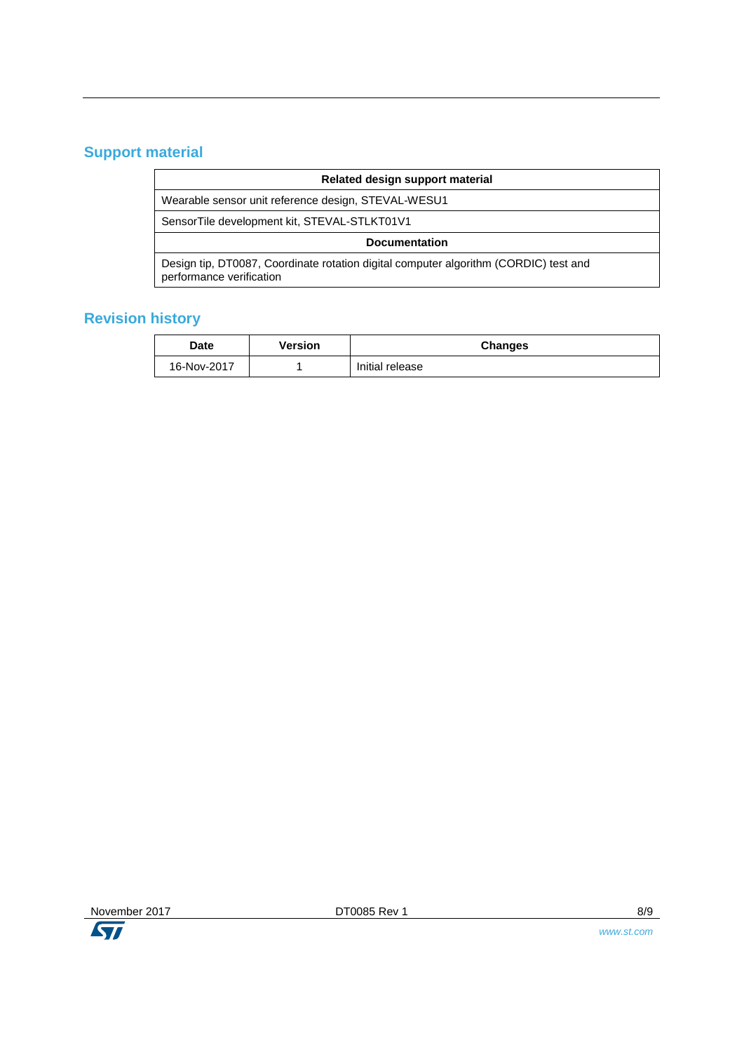## Support material

| Related design support material |
|---|
| Wearable sensor unit reference design, STEVAL-WESU1 |
| SensorTile development kit, STEVAL-STLKT01V1 |
| **Documentation** |
| Design tip, DT0087, Coordinate rotation digital computer algorithm (CORDIC) test and performance verification |

## Revision history

| Date | Version | Changes |
|---|---|---|
| 16-Nov-2017 | 1 | Initial release |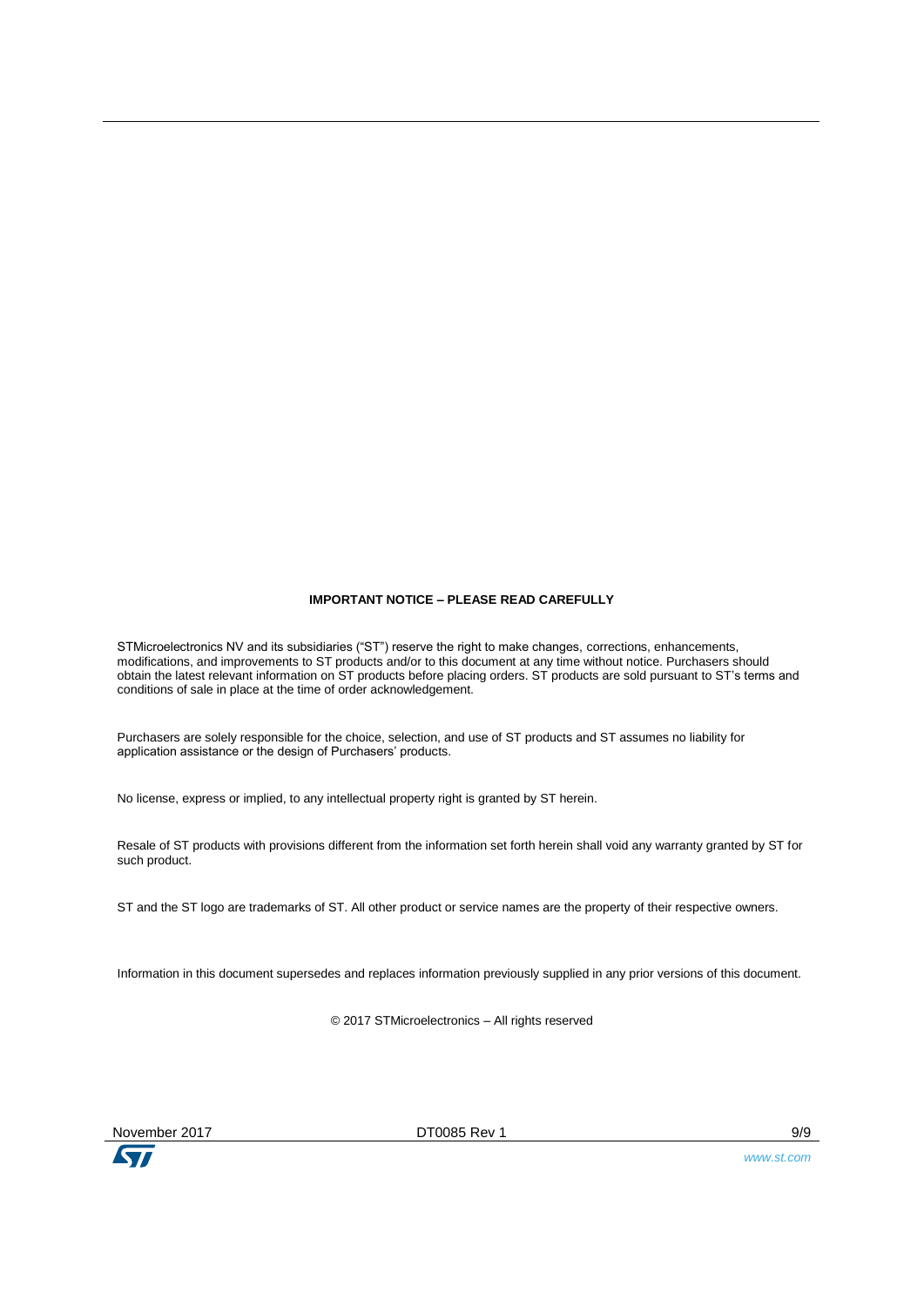**IMPORTANT NOTICE – PLEASE READ CAREFULLY**

STMicroelectronics NV and its subsidiaries ("ST") reserve the right to make changes, corrections, enhancements, modifications, and improvements to ST products and/or to this document at any time without notice. Purchasers should obtain the latest relevant information on ST products before placing orders. ST products are sold pursuant to ST's terms and conditions of sale in place at the time of order acknowledgement.

Purchasers are solely responsible for the choice, selection, and use of ST products and ST assumes no liability for application assistance or the design of Purchasers' products.

No license, express or implied, to any intellectual property right is granted by ST herein.

Resale of ST products with provisions different from the information set forth herein shall void any warranty granted by ST for such product.

ST and the ST logo are trademarks of ST. All other product or service names are the property of their respective owners.

Information in this document supersedes and replaces information previously supplied in any prior versions of this document.

© 2017 STMicroelectronics – All rights reserved